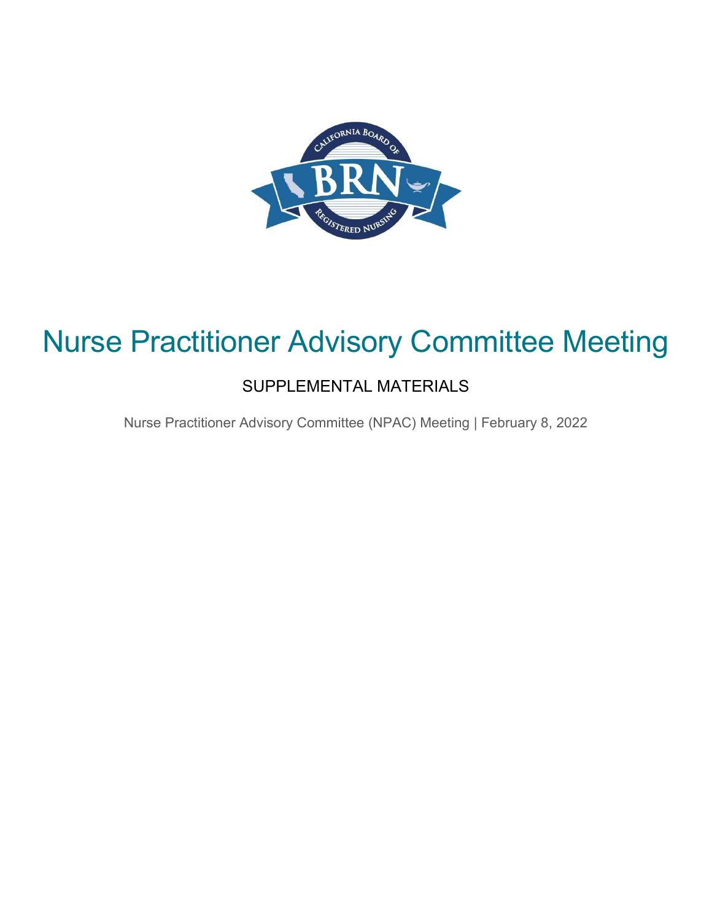# Nurse Practitioner Advisory Committee Meeting

## SUPPLEMENTAL MATERIALS

Nurse Practitioner Advisory Committee (NPAC) Meeting | February 8, 2022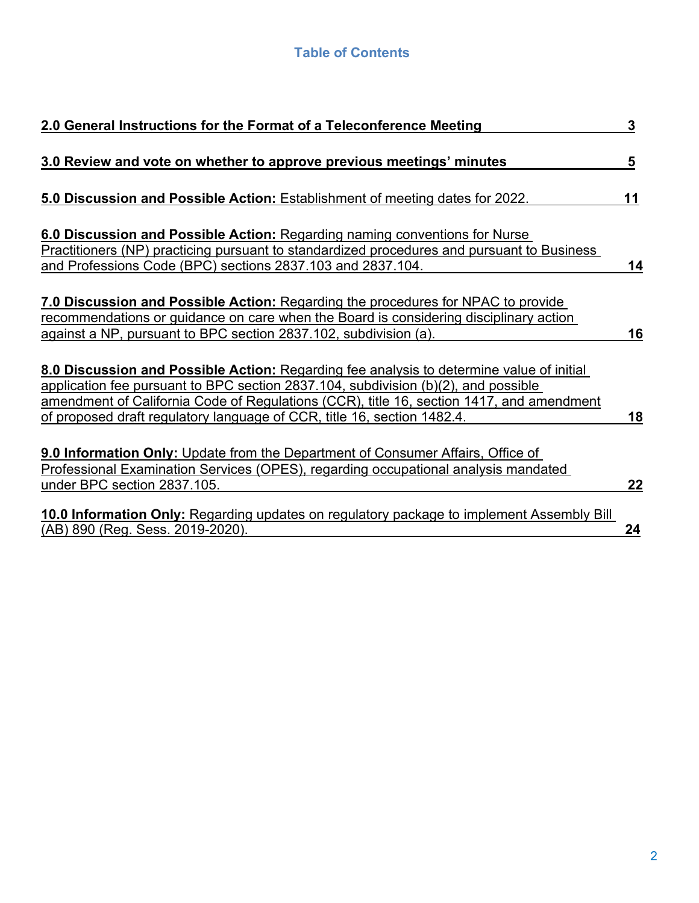## Table of Contents

**2.0 General Instructions for the Format of a Teleconference Meeting** 3

**3.0 Review and vote on whether to approve previous meetings' minutes** 5

**5.0 Discussion and Possible Action:** Establishment of meeting dates for 2022. 11

**6.0 Discussion and Possible Action:** Regarding naming conventions for Nurse Practitioners (NP) practicing pursuant to standardized procedures and pursuant to Business and Professions Code (BPC) sections 2837.103 and 2837.104. 14

**7.0 Discussion and Possible Action:** Regarding the procedures for NPAC to provide recommendations or guidance on care when the Board is considering disciplinary action against a NP, pursuant to BPC section 2837.102, subdivision (a). 16

**8.0 Discussion and Possible Action:** Regarding fee analysis to determine value of initial application fee pursuant to BPC section 2837.104, subdivision (b)(2), and possible amendment of California Code of Regulations (CCR), title 16, section 1417, and amendment of proposed draft regulatory language of CCR, title 16, section 1482.4. 18

**9.0 Information Only:** Update from the Department of Consumer Affairs, Office of Professional Examination Services (OPES), regarding occupational analysis mandated under BPC section 2837.105. 22

**10.0 Information Only:** Regarding updates on regulatory package to implement Assembly Bill (AB) 890 (Reg. Sess. 2019-2020). 24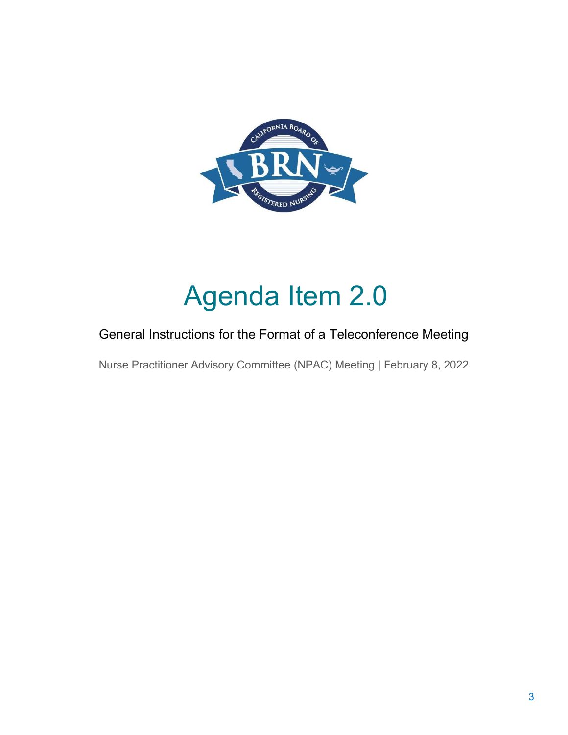# Agenda Item 2.0

General Instructions for the Format of a Teleconference Meeting

Nurse Practitioner Advisory Committee (NPAC) Meeting | February 8, 2022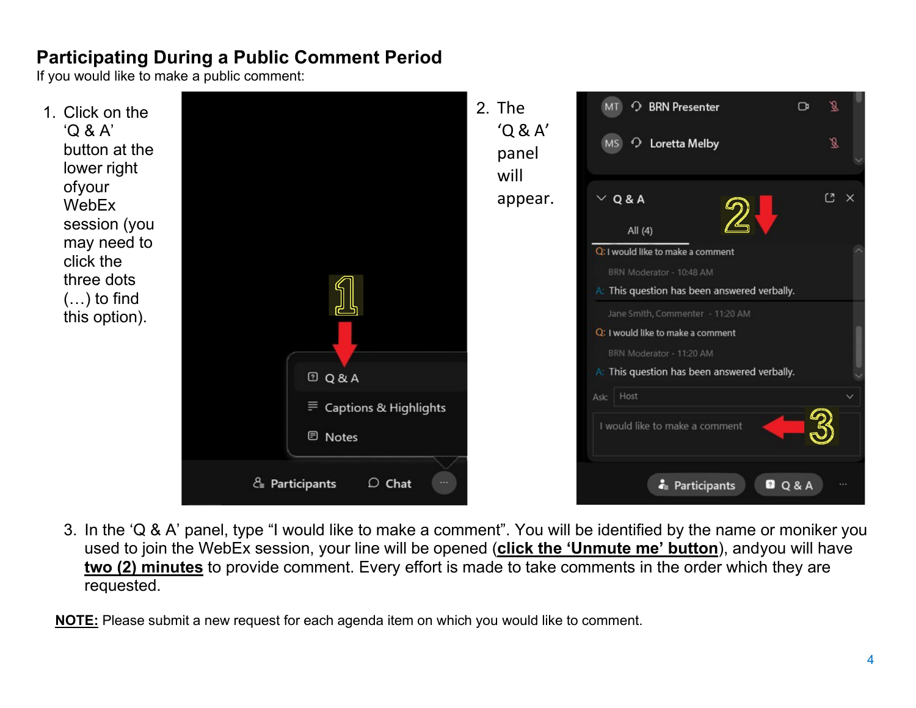## Participating During a Public Comment Period

If you would like to make a public comment:

1. Click on the 'Q & A' button at the lower right ofyour WebEx session (you may need to click the three dots (…) to find this option).

2. The 'Q & A' panel will appear.

3. In the 'Q & A' panel, type "I would like to make a comment". You will be identified by the name or moniker you used to join the WebEx session, your line will be opened (**click the 'Unmute me' button**), andyou will have **two (2) minutes** to provide comment. Every effort is made to take comments in the order which they are requested.

**NOTE:** Please submit a new request for each agenda item on which you would like to comment.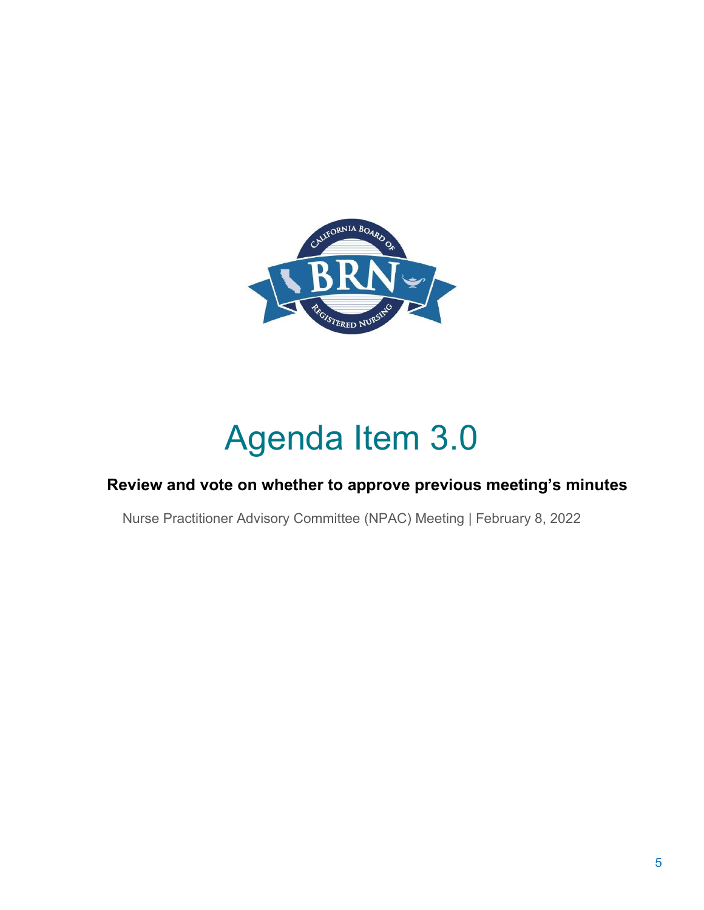# Agenda Item 3.0

**Review and vote on whether to approve previous meeting's minutes**

Nurse Practitioner Advisory Committee (NPAC) Meeting | February 8, 2022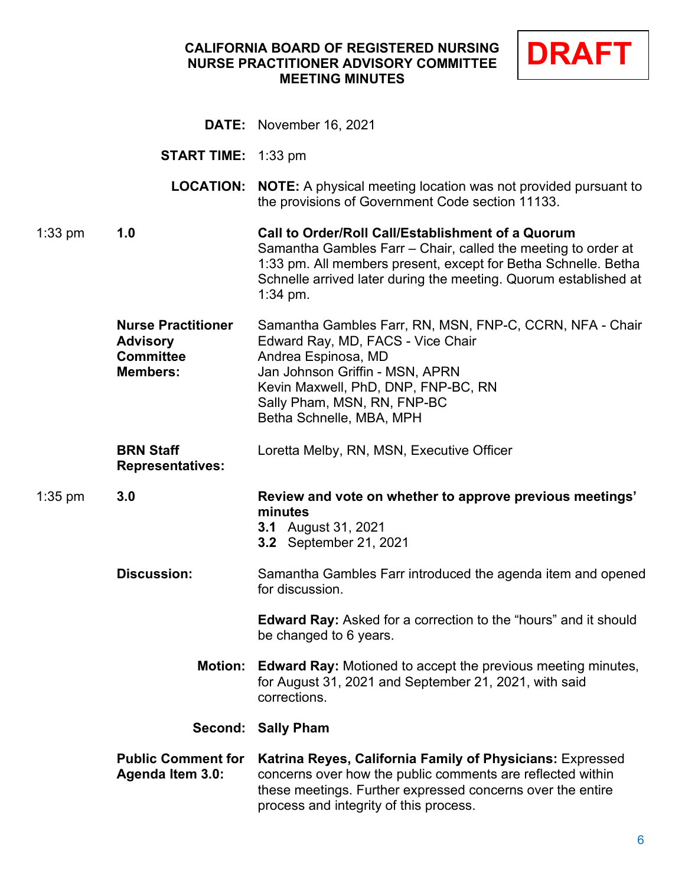# CALIFORNIA BOARD OF REGISTERED NURSING NURSE PRACTITIONER ADVISORY COMMITTEE MEETING MINUTES

**DRAFT**

**DATE:** November 16, 2021

**START TIME:** 1:33 pm

**LOCATION:** **NOTE:** A physical meeting location was not provided pursuant to the provisions of Government Code section 11133.

1:33 pm **1.0** **Call to Order/Roll Call/Establishment of a Quorum**

Samantha Gambles Farr – Chair, called the meeting to order at 1:33 pm. All members present, except for Betha Schnelle. Betha Schnelle arrived later during the meeting. Quorum established at 1:34 pm.

**Nurse Practitioner Advisory Committee Members:**

Samantha Gambles Farr, RN, MSN, FNP-C, CCRN, NFA - Chair
Edward Ray, MD, FACS - Vice Chair
Andrea Espinosa, MD
Jan Johnson Griffin - MSN, APRN
Kevin Maxwell, PhD, DNP, FNP-BC, RN
Sally Pham, MSN, RN, FNP-BC
Betha Schnelle, MBA, MPH

**BRN Staff Representatives:** Loretta Melby, RN, MSN, Executive Officer

1:35 pm **3.0** **Review and vote on whether to approve previous meetings' minutes**

**3.1** August 31, 2021
**3.2** September 21, 2021

**Discussion:** Samantha Gambles Farr introduced the agenda item and opened for discussion.

**Edward Ray:** Asked for a correction to the "hours" and it should be changed to 6 years.

**Motion:** **Edward Ray:** Motioned to accept the previous meeting minutes, for August 31, 2021 and September 21, 2021, with said corrections.

**Second:** **Sally Pham**

**Public Comment for Agenda Item 3.0:** **Katrina Reyes, California Family of Physicians:** Expressed concerns over how the public comments are reflected within these meetings. Further expressed concerns over the entire process and integrity of this process.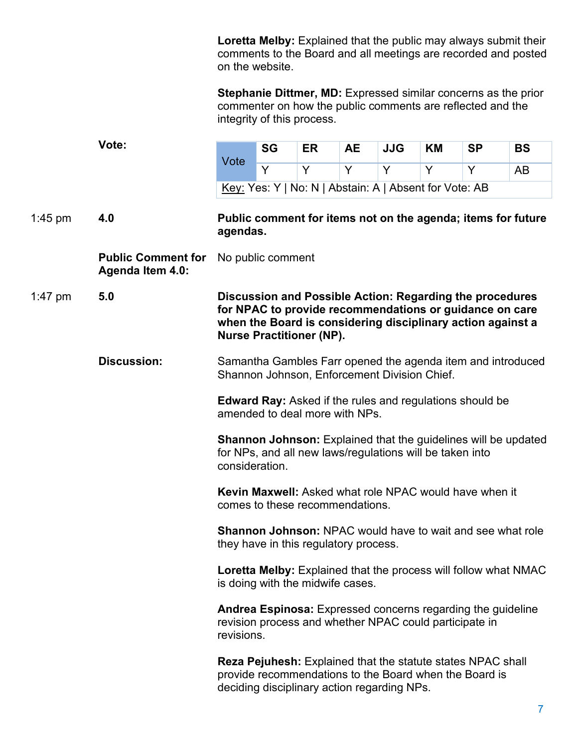**Loretta Melby:** Explained that the public may always submit their comments to the Board and all meetings are recorded and posted on the website.

**Stephanie Dittmer, MD:** Expressed similar concerns as the prior commenter on how the public comments are reflected and the integrity of this process.

**Vote:**

| Vote | SG | ER | AE | JJG | KM | SP | BS |
|---|---|---|---|---|---|---|---|
| | Y | Y | Y | Y | Y | Y | AB |
| Key: Yes: Y \| No: N \| Abstain: A \| Absent for Vote: AB | | | | | | | |

1:45 pm **4.0** **Public comment for items not on the agenda; items for future agendas.**

**Public Comment for Agenda Item 4.0:** No public comment

1:47 pm **5.0** **Discussion and Possible Action: Regarding the procedures for NPAC to provide recommendations or guidance on care when the Board is considering disciplinary action against a Nurse Practitioner (NP).**

**Discussion:** Samantha Gambles Farr opened the agenda item and introduced Shannon Johnson, Enforcement Division Chief.

**Edward Ray:** Asked if the rules and regulations should be amended to deal more with NPs.

**Shannon Johnson:** Explained that the guidelines will be updated for NPs, and all new laws/regulations will be taken into consideration.

**Kevin Maxwell:** Asked what role NPAC would have when it comes to these recommendations.

**Shannon Johnson:** NPAC would have to wait and see what role they have in this regulatory process.

**Loretta Melby:** Explained that the process will follow what NMAC is doing with the midwife cases.

**Andrea Espinosa:** Expressed concerns regarding the guideline revision process and whether NPAC could participate in revisions.

**Reza Pejuhesh:** Explained that the statute states NPAC shall provide recommendations to the Board when the Board is deciding disciplinary action regarding NPs.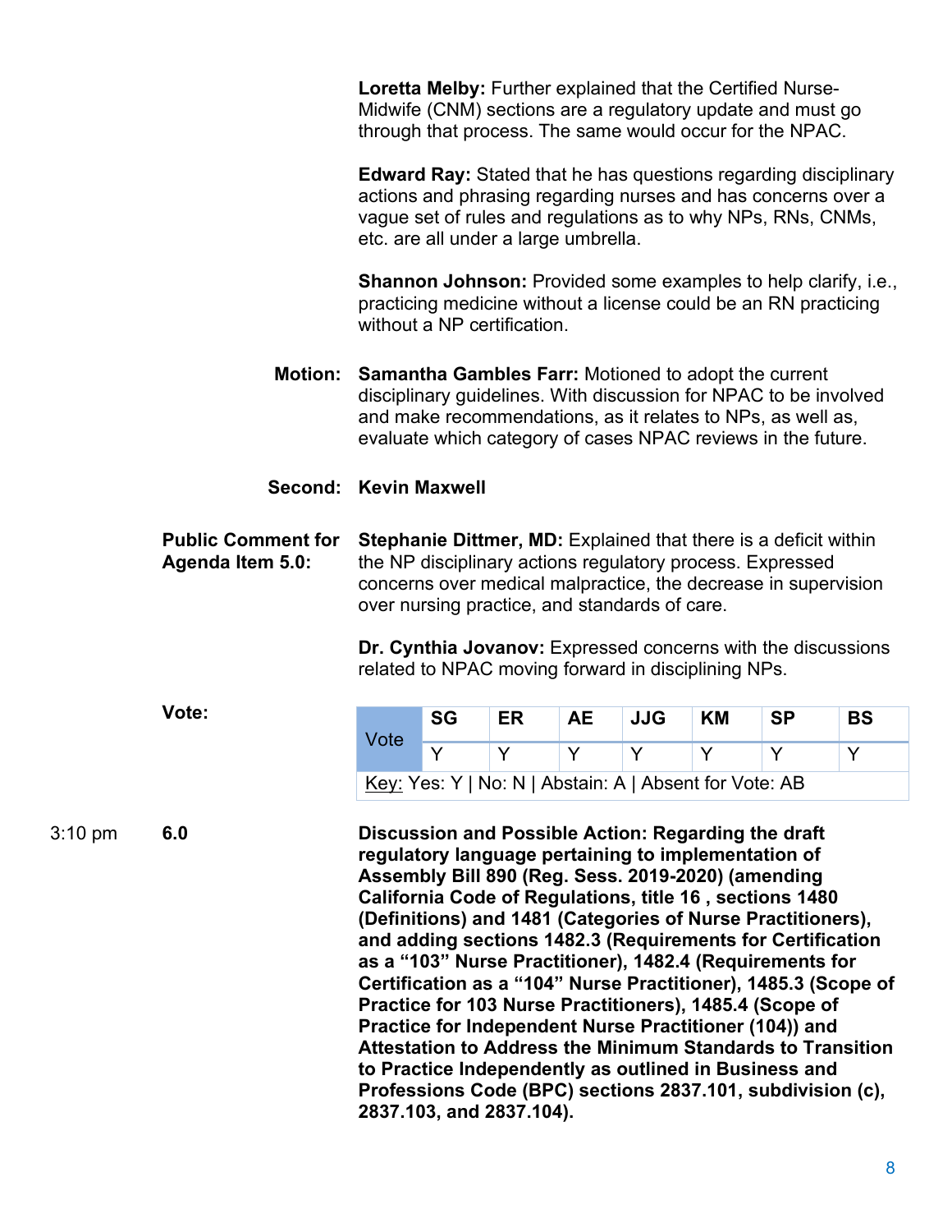**Loretta Melby:** Further explained that the Certified Nurse-Midwife (CNM) sections are a regulatory update and must go through that process. The same would occur for the NPAC.

**Edward Ray:** Stated that he has questions regarding disciplinary actions and phrasing regarding nurses and has concerns over a vague set of rules and regulations as to why NPs, RNs, CNMs, etc. are all under a large umbrella.

**Shannon Johnson:** Provided some examples to help clarify, i.e., practicing medicine without a license could be an RN practicing without a NP certification.

**Motion:** **Samantha Gambles Farr:** Motioned to adopt the current disciplinary guidelines. With discussion for NPAC to be involved and make recommendations, as it relates to NPs, as well as, evaluate which category of cases NPAC reviews in the future.

**Second:** **Kevin Maxwell**

**Public Comment for Agenda Item 5.0:** **Stephanie Dittmer, MD:** Explained that there is a deficit within the NP disciplinary actions regulatory process. Expressed concerns over medical malpractice, the decrease in supervision over nursing practice, and standards of care.

**Dr. Cynthia Jovanov:** Expressed concerns with the discussions related to NPAC moving forward in disciplining NPs.

**Vote:**

| Vote | SG | ER | AE | JJG | KM | SP | BS |
|---|---|---|---|---|---|---|---|
| | Y | Y | Y | Y | Y | Y | Y |

Key: Yes: Y | No: N | Abstain: A | Absent for Vote: AB

3:10 pm **6.0** **Discussion and Possible Action: Regarding the draft regulatory language pertaining to implementation of Assembly Bill 890 (Reg. Sess. 2019-2020) (amending California Code of Regulations, title 16 , sections 1480 (Definitions) and 1481 (Categories of Nurse Practitioners), and adding sections 1482.3 (Requirements for Certification as a "103" Nurse Practitioner), 1482.4 (Requirements for Certification as a "104" Nurse Practitioner), 1485.3 (Scope of Practice for 103 Nurse Practitioners), 1485.4 (Scope of Practice for Independent Nurse Practitioner (104)) and Attestation to Address the Minimum Standards to Transition to Practice Independently as outlined in Business and Professions Code (BPC) sections 2837.101, subdivision (c), 2837.103, and 2837.104).**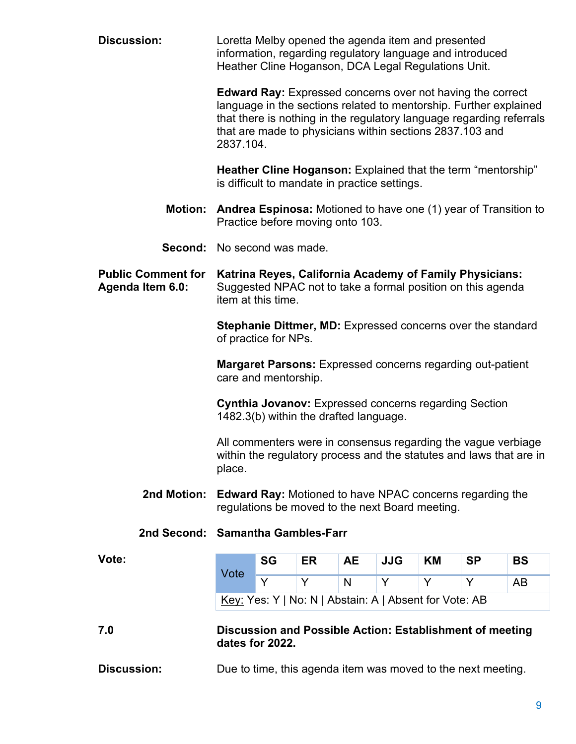**Discussion:** Loretta Melby opened the agenda item and presented information, regarding regulatory language and introduced Heather Cline Hoganson, DCA Legal Regulations Unit.

**Edward Ray:** Expressed concerns over not having the correct language in the sections related to mentorship. Further explained that there is nothing in the regulatory language regarding referrals that are made to physicians within sections 2837.103 and 2837.104.

**Heather Cline Hoganson:** Explained that the term "mentorship" is difficult to mandate in practice settings.

**Motion:** **Andrea Espinosa:** Motioned to have one (1) year of Transition to Practice before moving onto 103.

**Second:** No second was made.

**Public Comment for Agenda Item 6.0:** **Katrina Reyes, California Academy of Family Physicians:** Suggested NPAC not to take a formal position on this agenda item at this time.

**Stephanie Dittmer, MD:** Expressed concerns over the standard of practice for NPs.

**Margaret Parsons:** Expressed concerns regarding out-patient care and mentorship.

**Cynthia Jovanov:** Expressed concerns regarding Section 1482.3(b) within the drafted language.

All commenters were in consensus regarding the vague verbiage within the regulatory process and the statutes and laws that are in place.

**2nd Motion:** **Edward Ray:** Motioned to have NPAC concerns regarding the regulations be moved to the next Board meeting.

**2nd Second:** **Samantha Gambles-Farr**

**Vote:**

| Vote | SG | ER | AE | JJG | KM | SP | BS |
|---|---|---|---|---|---|---|---|
| | Y | Y | N | Y | Y | Y | AB |

Key: Yes: Y | No: N | Abstain: A | Absent for Vote: AB

**7.0** **Discussion and Possible Action: Establishment of meeting dates for 2022.**

**Discussion:** Due to time, this agenda item was moved to the next meeting.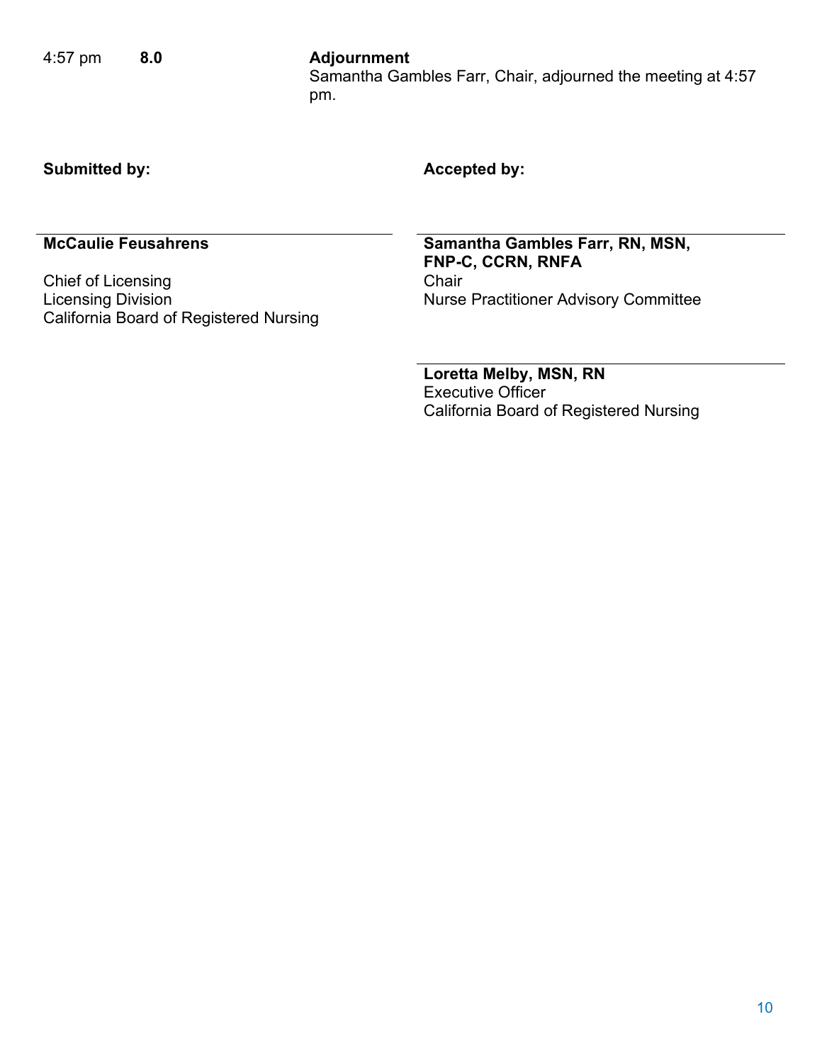4:57 pm **8.0** **Adjournment**
Samantha Gambles Farr, Chair, adjourned the meeting at 4:57 pm.

**Submitted by:**

**McCaulie Feusahrens**

Chief of Licensing
Licensing Division
California Board of Registered Nursing

**Accepted by:**

**Samantha Gambles Farr, RN, MSN, FNP-C, CCRN, RNFA**
Chair
Nurse Practitioner Advisory Committee

**Loretta Melby, MSN, RN**
Executive Officer
California Board of Registered Nursing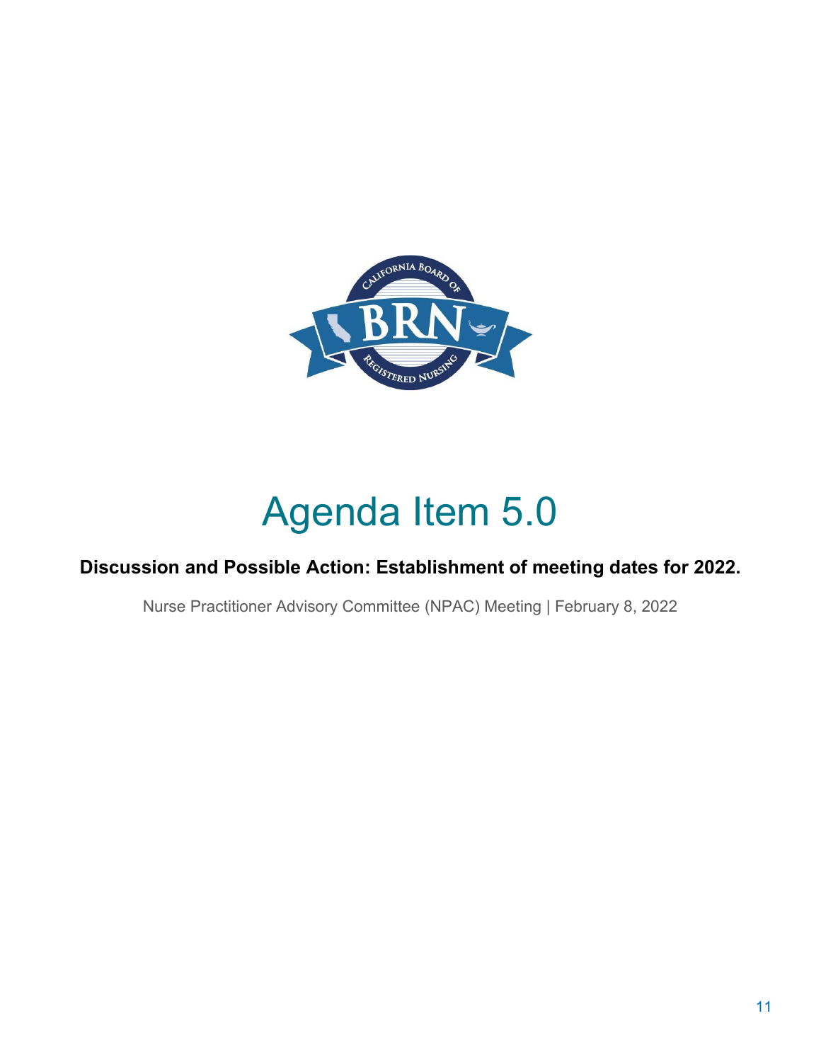# Agenda Item 5.0

**Discussion and Possible Action: Establishment of meeting dates for 2022.**

Nurse Practitioner Advisory Committee (NPAC) Meeting | February 8, 2022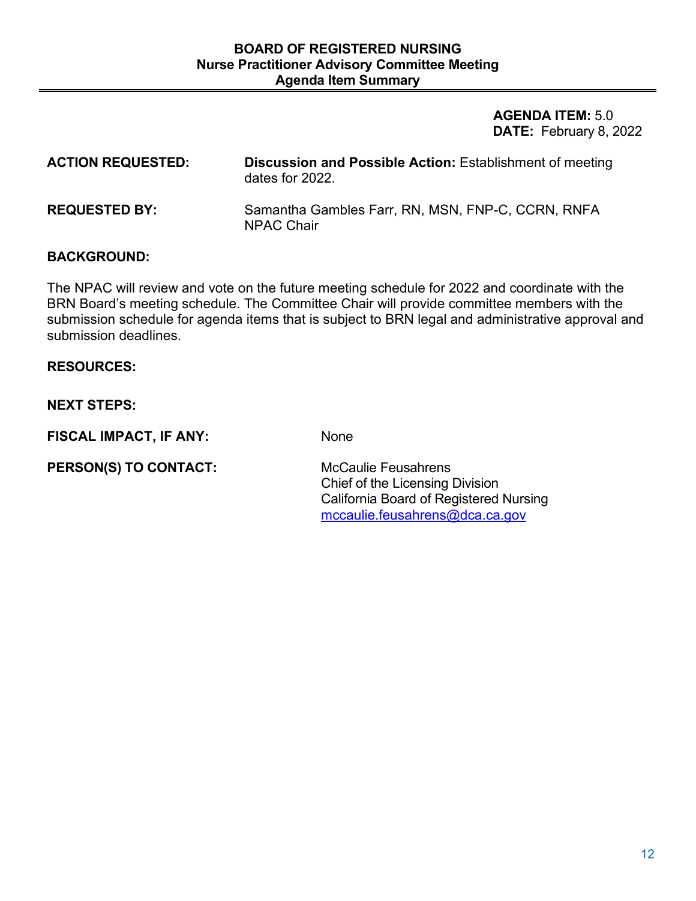**BOARD OF REGISTERED NURSING**
**Nurse Practitioner Advisory Committee Meeting**
**Agenda Item Summary**

**AGENDA ITEM:** 5.0
**DATE:** February 8, 2022

**ACTION REQUESTED:** **Discussion and Possible Action:** Establishment of meeting dates for 2022.

**REQUESTED BY:** Samantha Gambles Farr, RN, MSN, FNP-C, CCRN, RNFA
NPAC Chair

**BACKGROUND:**

The NPAC will review and vote on the future meeting schedule for 2022 and coordinate with the BRN Board's meeting schedule. The Committee Chair will provide committee members with the submission schedule for agenda items that is subject to BRN legal and administrative approval and submission deadlines.

**RESOURCES:**

**NEXT STEPS:**

**FISCAL IMPACT, IF ANY:** None

**PERSON(S) TO CONTACT:** McCaulie Feusahrens
Chief of the Licensing Division
California Board of Registered Nursing
mccaulie.feusahrens@dca.ca.gov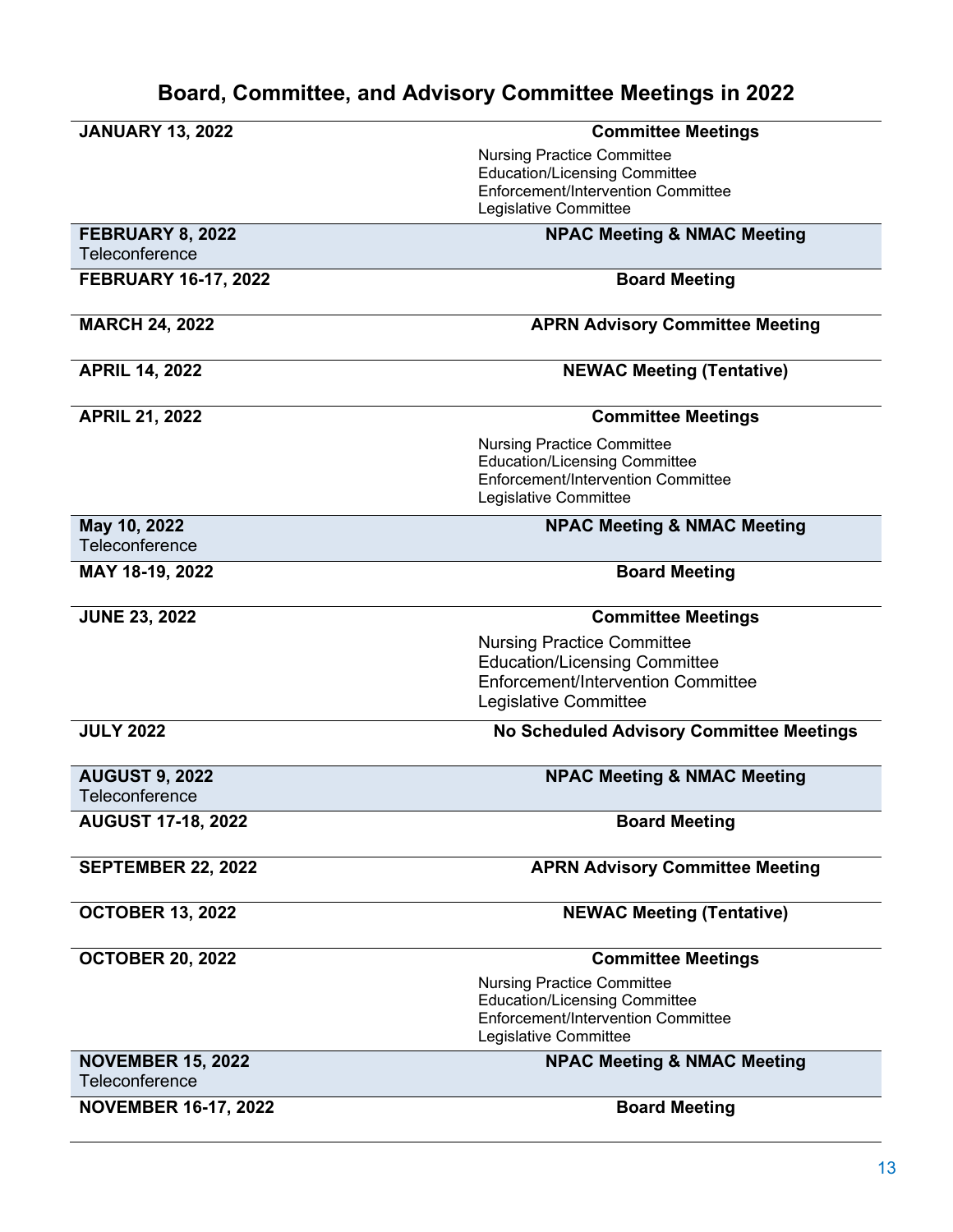# Board, Committee, and Advisory Committee Meetings in 2022

| Date | Meeting |
|---|---|
| **JANUARY 13, 2022** | **Committee Meetings**<br>Nursing Practice Committee<br>Education/Licensing Committee<br>Enforcement/Intervention Committee<br>Legislative Committee |
| **FEBRUARY 8, 2022**<br>Teleconference | **NPAC Meeting & NMAC Meeting** |
| **FEBRUARY 16-17, 2022** | **Board Meeting** |
| **MARCH 24, 2022** | **APRN Advisory Committee Meeting** |
| **APRIL 14, 2022** | **NEWAC Meeting (Tentative)** |
| **APRIL 21, 2022** | **Committee Meetings**<br>Nursing Practice Committee<br>Education/Licensing Committee<br>Enforcement/Intervention Committee<br>Legislative Committee |
| **May 10, 2022**<br>Teleconference | **NPAC Meeting & NMAC Meeting** |
| **MAY 18-19, 2022** | **Board Meeting** |
| **JUNE 23, 2022** | **Committee Meetings**<br>Nursing Practice Committee<br>Education/Licensing Committee<br>Enforcement/Intervention Committee<br>Legislative Committee |
| **JULY 2022** | **No Scheduled Advisory Committee Meetings** |
| **AUGUST 9, 2022**<br>Teleconference | **NPAC Meeting & NMAC Meeting** |
| **AUGUST 17-18, 2022** | **Board Meeting** |
| **SEPTEMBER 22, 2022** | **APRN Advisory Committee Meeting** |
| **OCTOBER 13, 2022** | **NEWAC Meeting (Tentative)** |
| **OCTOBER 20, 2022** | **Committee Meetings**<br>Nursing Practice Committee<br>Education/Licensing Committee<br>Enforcement/Intervention Committee<br>Legislative Committee |
| **NOVEMBER 15, 2022**<br>Teleconference | **NPAC Meeting & NMAC Meeting** |
| **NOVEMBER 16-17, 2022** | **Board Meeting** |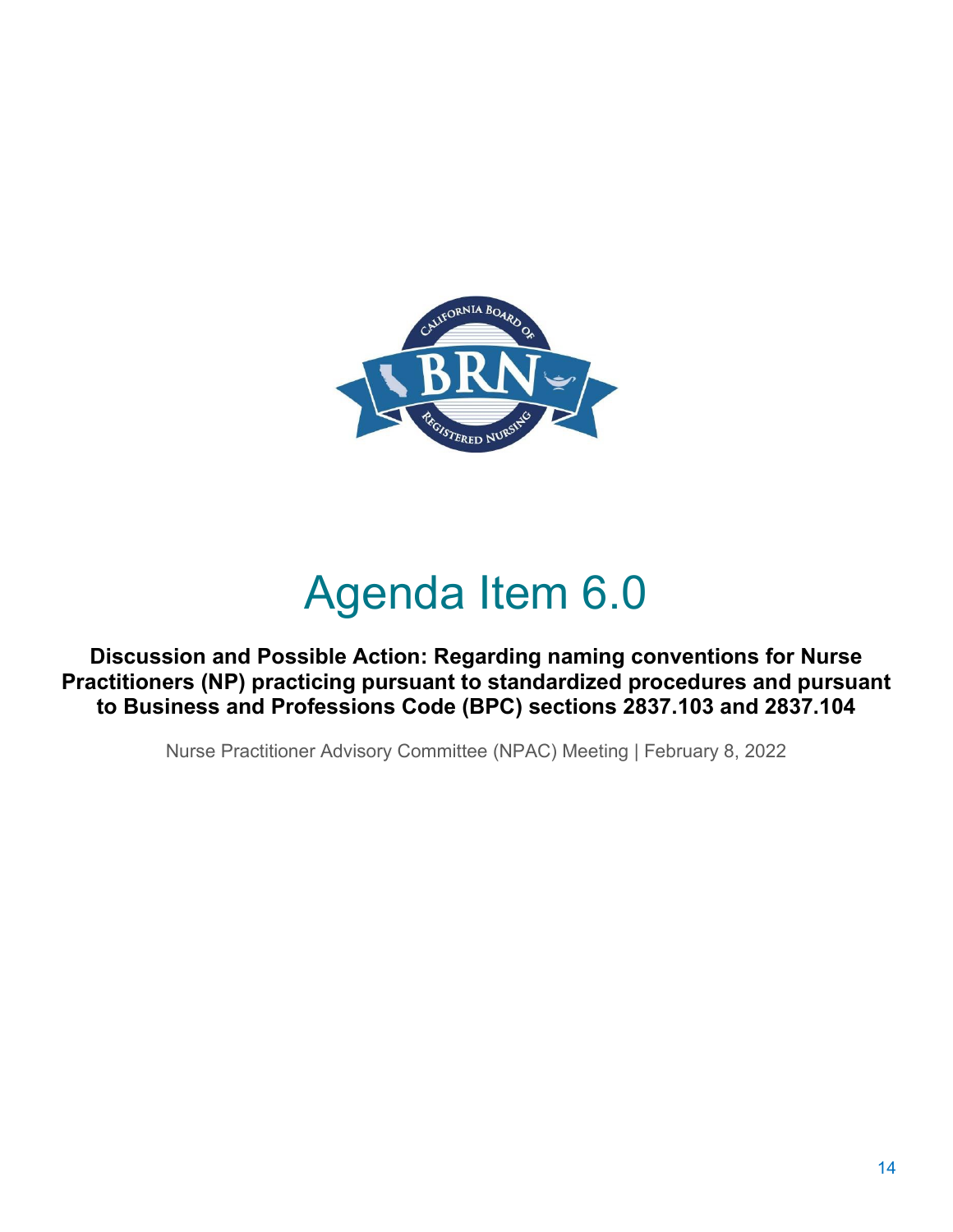# Agenda Item 6.0

**Discussion and Possible Action: Regarding naming conventions for Nurse Practitioners (NP) practicing pursuant to standardized procedures and pursuant to Business and Professions Code (BPC) sections 2837.103 and 2837.104**

Nurse Practitioner Advisory Committee (NPAC) Meeting | February 8, 2022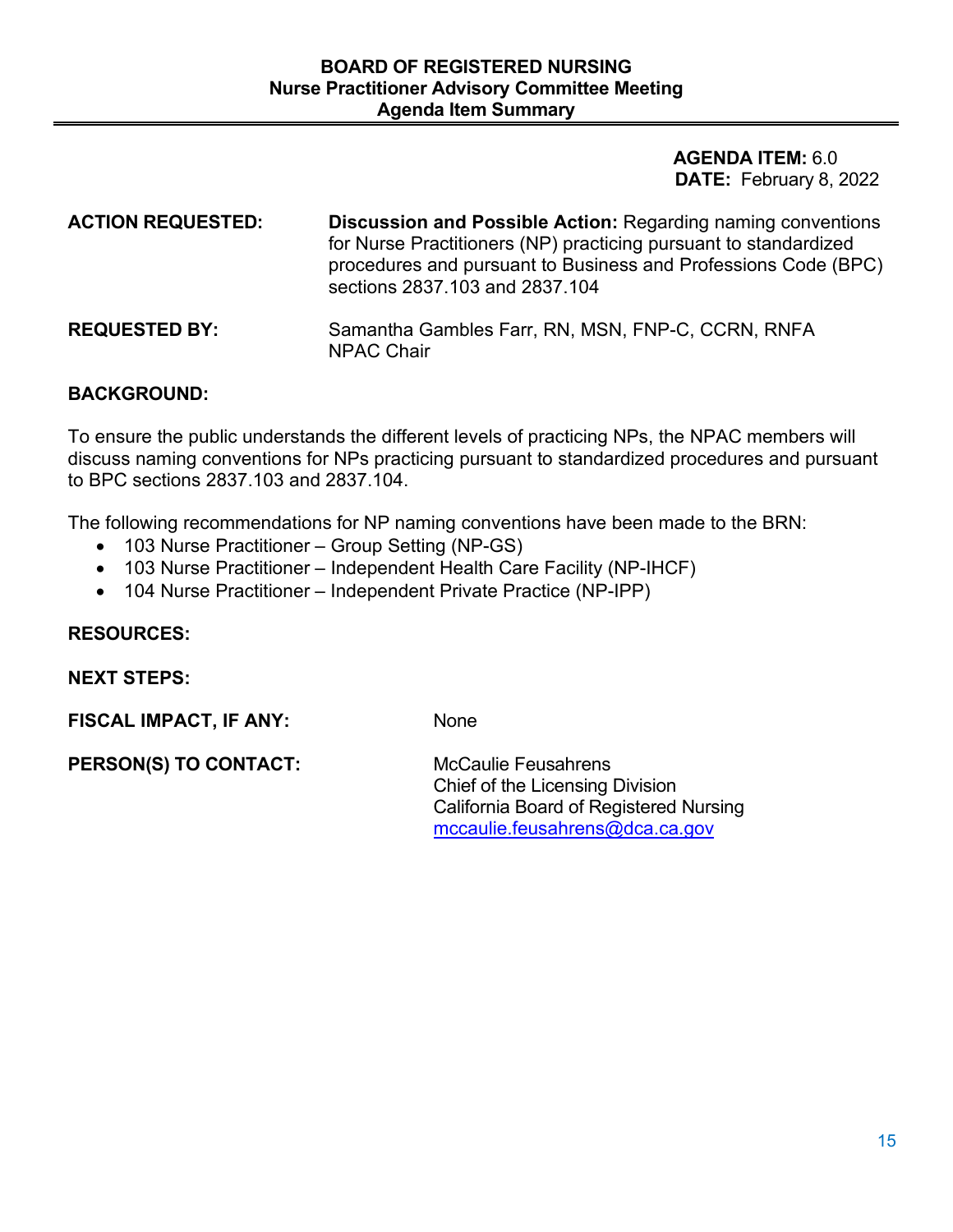# BOARD OF REGISTERED NURSING
## Nurse Practitioner Advisory Committee Meeting
## Agenda Item Summary

**AGENDA ITEM:** 6.0
**DATE:** February 8, 2022

**ACTION REQUESTED:** **Discussion and Possible Action:** Regarding naming conventions for Nurse Practitioners (NP) practicing pursuant to standardized procedures and pursuant to Business and Professions Code (BPC) sections 2837.103 and 2837.104

**REQUESTED BY:** Samantha Gambles Farr, RN, MSN, FNP-C, CCRN, RNFA
NPAC Chair

**BACKGROUND:**

To ensure the public understands the different levels of practicing NPs, the NPAC members will discuss naming conventions for NPs practicing pursuant to standardized procedures and pursuant to BPC sections 2837.103 and 2837.104.

The following recommendations for NP naming conventions have been made to the BRN:

- 103 Nurse Practitioner – Group Setting (NP-GS)
- 103 Nurse Practitioner – Independent Health Care Facility (NP-IHCF)
- 104 Nurse Practitioner – Independent Private Practice (NP-IPP)

**RESOURCES:**

**NEXT STEPS:**

**FISCAL IMPACT, IF ANY:** None

**PERSON(S) TO CONTACT:** McCaulie Feusahrens
Chief of the Licensing Division
California Board of Registered Nursing
mccaulie.feusahrens@dca.ca.gov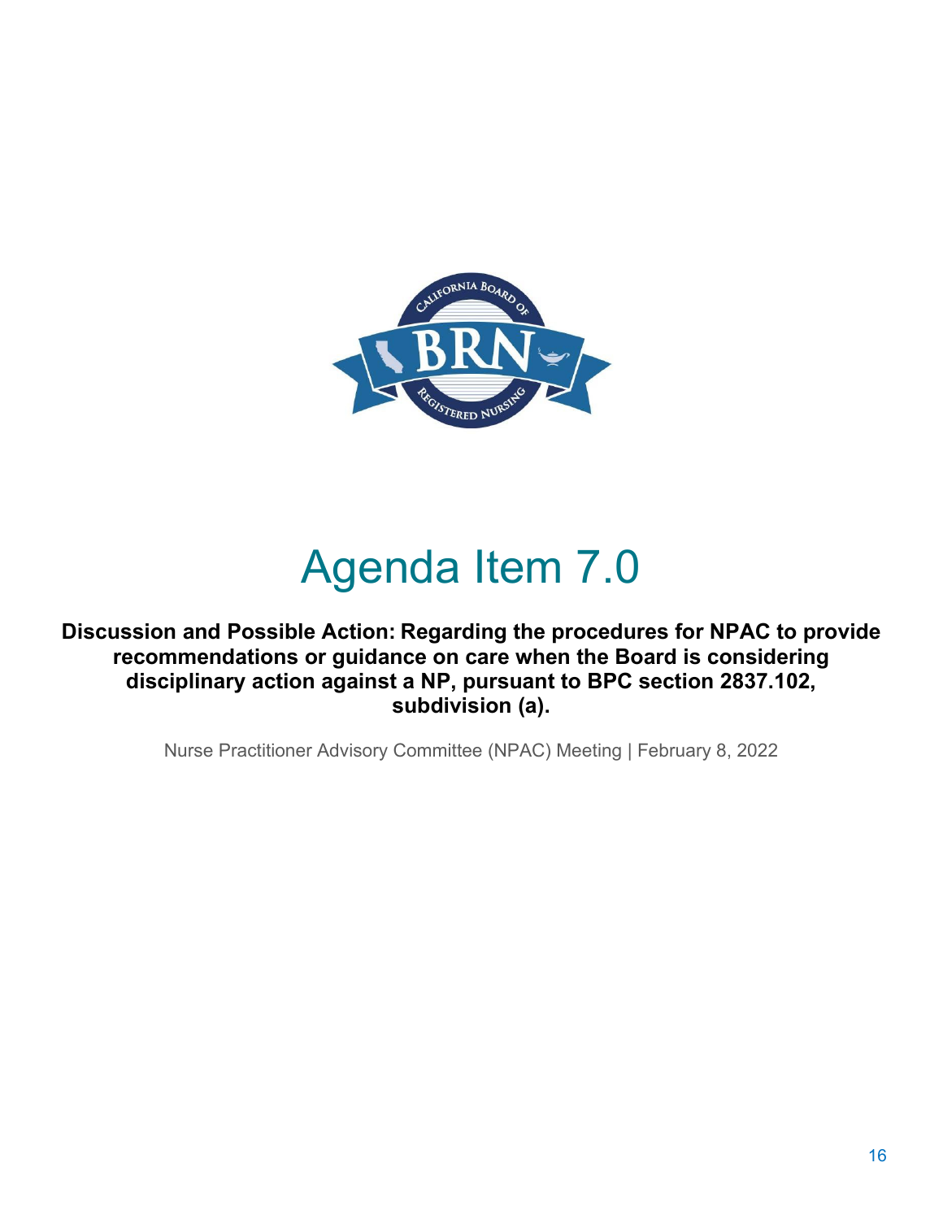# Agenda Item 7.0

**Discussion and Possible Action: Regarding the procedures for NPAC to provide recommendations or guidance on care when the Board is considering disciplinary action against a NP, pursuant to BPC section 2837.102, subdivision (a).**

Nurse Practitioner Advisory Committee (NPAC) Meeting | February 8, 2022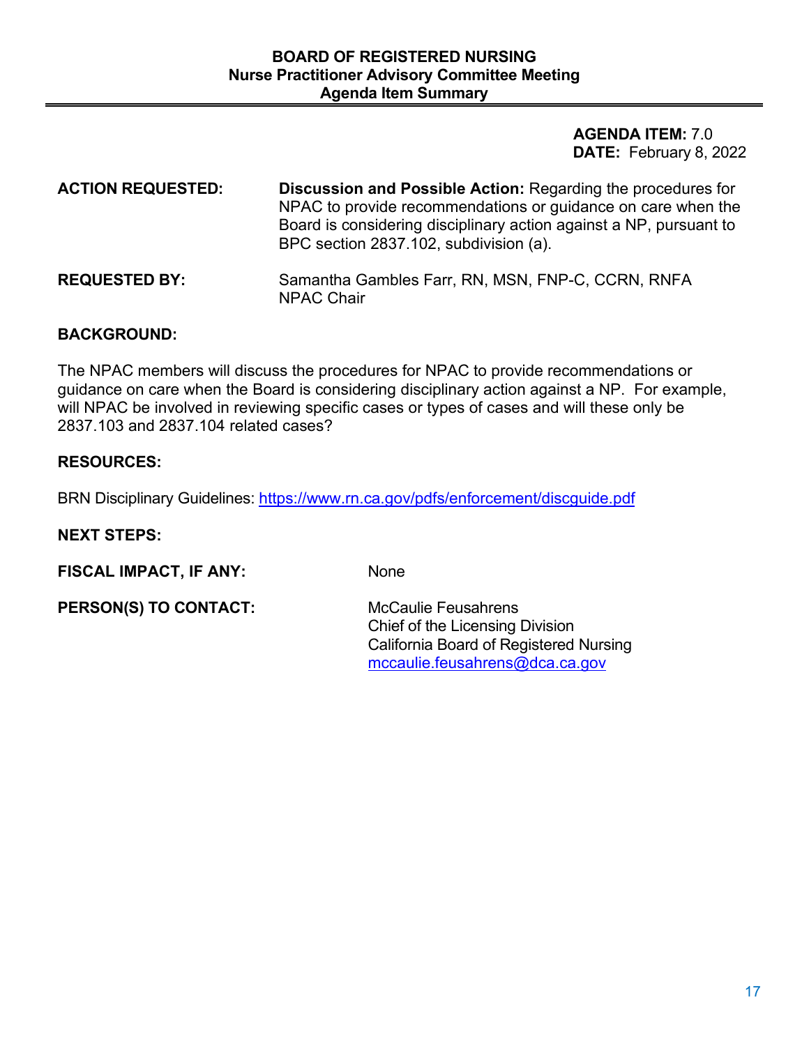**BOARD OF REGISTERED NURSING**
**Nurse Practitioner Advisory Committee Meeting**
**Agenda Item Summary**

**AGENDA ITEM:** 7.0
**DATE:** February 8, 2022

**ACTION REQUESTED:** **Discussion and Possible Action:** Regarding the procedures for NPAC to provide recommendations or guidance on care when the Board is considering disciplinary action against a NP, pursuant to BPC section 2837.102, subdivision (a).

**REQUESTED BY:** Samantha Gambles Farr, RN, MSN, FNP-C, CCRN, RNFA
NPAC Chair

**BACKGROUND:**

The NPAC members will discuss the procedures for NPAC to provide recommendations or guidance on care when the Board is considering disciplinary action against a NP. For example, will NPAC be involved in reviewing specific cases or types of cases and will these only be 2837.103 and 2837.104 related cases?

**RESOURCES:**

BRN Disciplinary Guidelines: https://www.rn.ca.gov/pdfs/enforcement/discguide.pdf

**NEXT STEPS:**

**FISCAL IMPACT, IF ANY:** None

**PERSON(S) TO CONTACT:** McCaulie Feusahrens
Chief of the Licensing Division
California Board of Registered Nursing
mccaulie.feusahrens@dca.ca.gov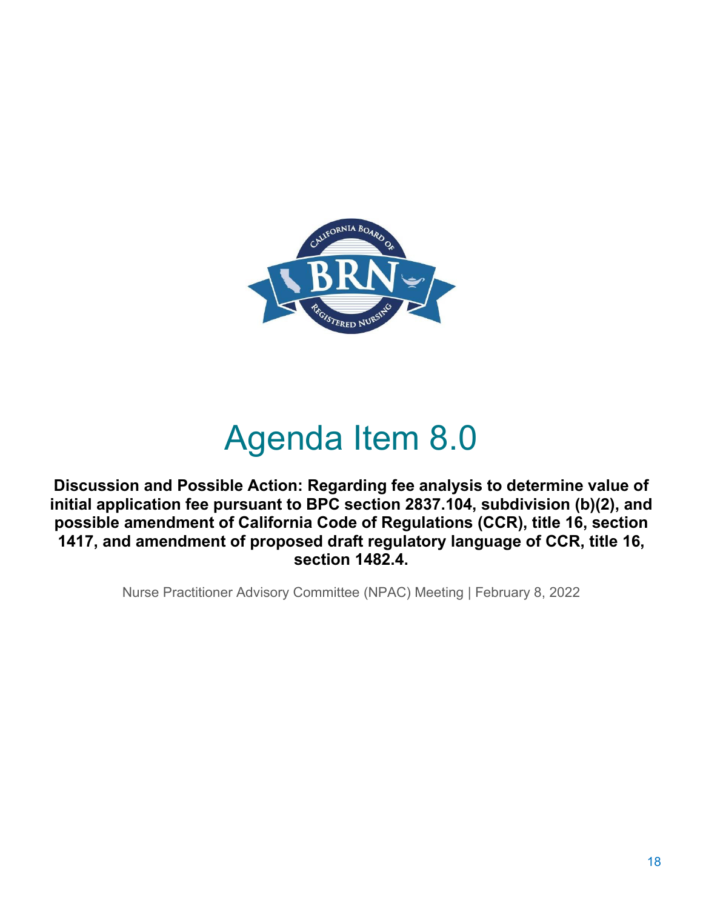# Agenda Item 8.0

**Discussion and Possible Action: Regarding fee analysis to determine value of initial application fee pursuant to BPC section 2837.104, subdivision (b)(2), and possible amendment of California Code of Regulations (CCR), title 16, section 1417, and amendment of proposed draft regulatory language of CCR, title 16, section 1482.4.**

Nurse Practitioner Advisory Committee (NPAC) Meeting | February 8, 2022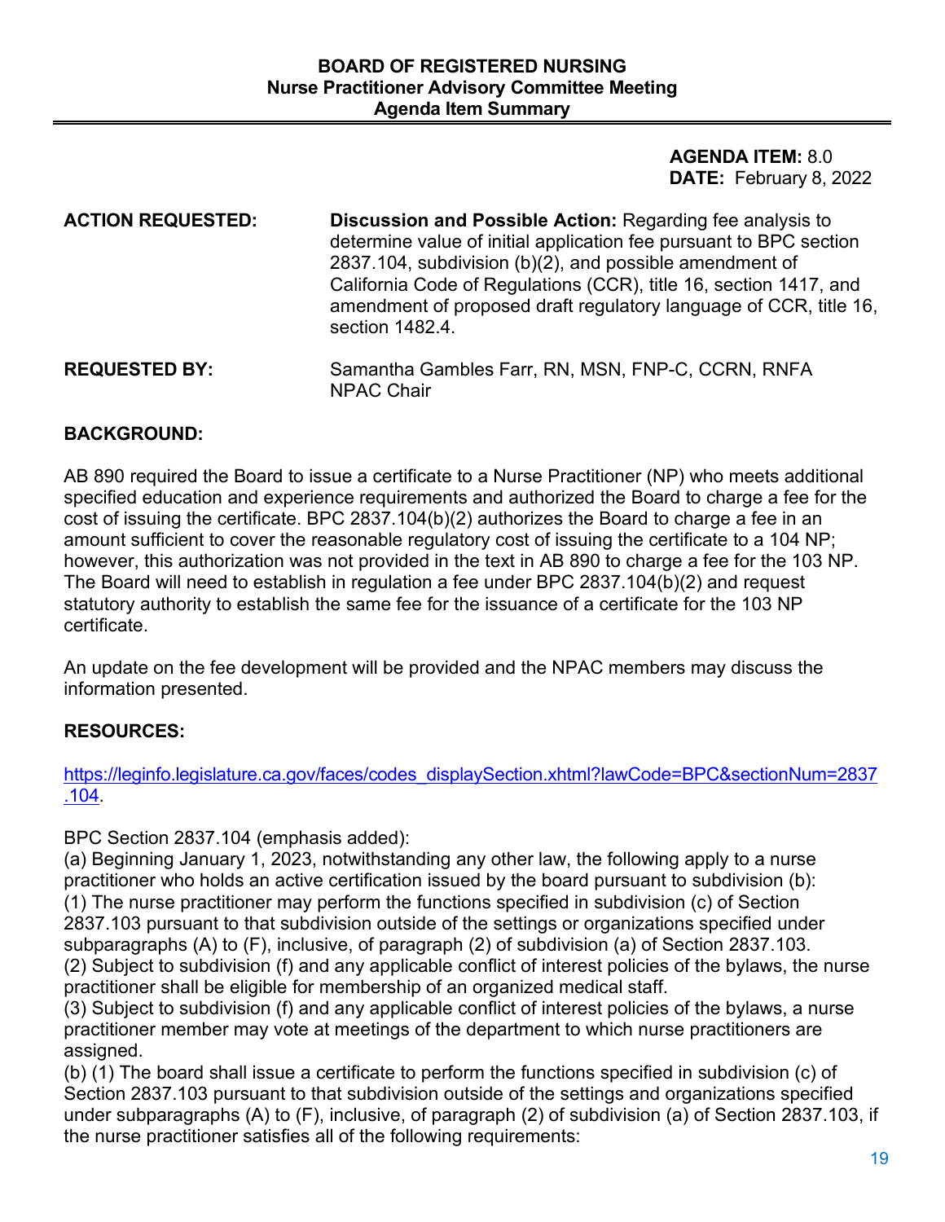**BOARD OF REGISTERED NURSING**
**Nurse Practitioner Advisory Committee Meeting**
**Agenda Item Summary**

**AGENDA ITEM:** 8.0
**DATE:** February 8, 2022

**ACTION REQUESTED:** **Discussion and Possible Action:** Regarding fee analysis to determine value of initial application fee pursuant to BPC section 2837.104, subdivision (b)(2), and possible amendment of California Code of Regulations (CCR), title 16, section 1417, and amendment of proposed draft regulatory language of CCR, title 16, section 1482.4.

**REQUESTED BY:** Samantha Gambles Farr, RN, MSN, FNP-C, CCRN, RNFA NPAC Chair

## BACKGROUND:

AB 890 required the Board to issue a certificate to a Nurse Practitioner (NP) who meets additional specified education and experience requirements and authorized the Board to charge a fee for the cost of issuing the certificate. BPC 2837.104(b)(2) authorizes the Board to charge a fee in an amount sufficient to cover the reasonable regulatory cost of issuing the certificate to a 104 NP; however, this authorization was not provided in the text in AB 890 to charge a fee for the 103 NP. The Board will need to establish in regulation a fee under BPC 2837.104(b)(2) and request statutory authority to establish the same fee for the issuance of a certificate for the 103 NP certificate.

An update on the fee development will be provided and the NPAC members may discuss the information presented.

## RESOURCES:

https://leginfo.legislature.ca.gov/faces/codes_displaySection.xhtml?lawCode=BPC&sectionNum=2837.104.

BPC Section 2837.104 (emphasis added):
(a) Beginning January 1, 2023, notwithstanding any other law, the following apply to a nurse practitioner who holds an active certification issued by the board pursuant to subdivision (b):
(1) The nurse practitioner may perform the functions specified in subdivision (c) of Section 2837.103 pursuant to that subdivision outside of the settings or organizations specified under subparagraphs (A) to (F), inclusive, of paragraph (2) of subdivision (a) of Section 2837.103.
(2) Subject to subdivision (f) and any applicable conflict of interest policies of the bylaws, the nurse practitioner shall be eligible for membership of an organized medical staff.
(3) Subject to subdivision (f) and any applicable conflict of interest policies of the bylaws, a nurse practitioner member may vote at meetings of the department to which nurse practitioners are assigned.
(b) (1) The board shall issue a certificate to perform the functions specified in subdivision (c) of Section 2837.103 pursuant to that subdivision outside of the settings and organizations specified under subparagraphs (A) to (F), inclusive, of paragraph (2) of subdivision (a) of Section 2837.103, if the nurse practitioner satisfies all of the following requirements: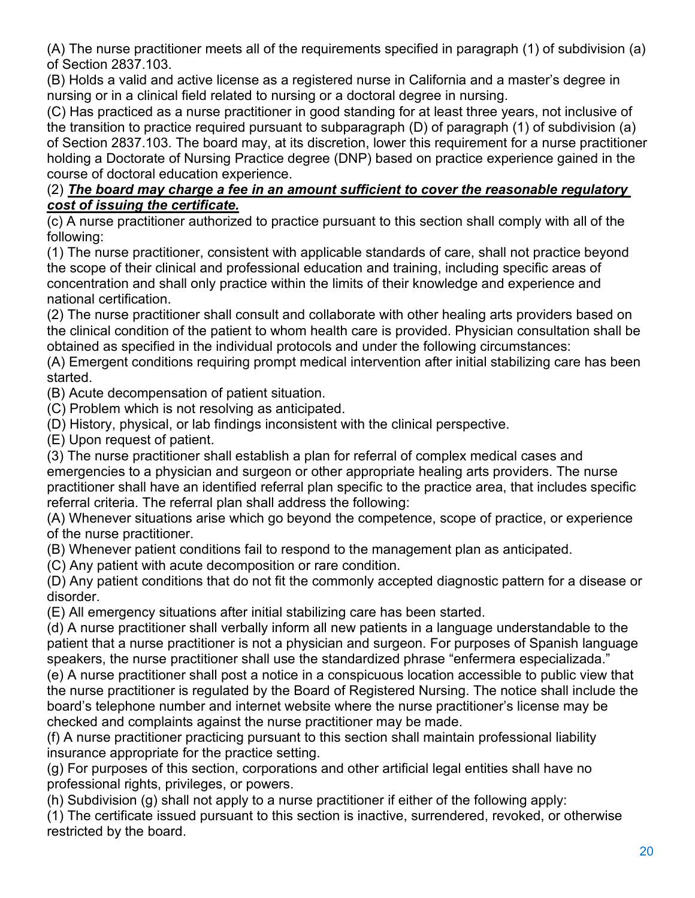(A) The nurse practitioner meets all of the requirements specified in paragraph (1) of subdivision (a) of Section 2837.103.

(B) Holds a valid and active license as a registered nurse in California and a master's degree in nursing or in a clinical field related to nursing or a doctoral degree in nursing.

(C) Has practiced as a nurse practitioner in good standing for at least three years, not inclusive of the transition to practice required pursuant to subparagraph (D) of paragraph (1) of subdivision (a) of Section 2837.103. The board may, at its discretion, lower this requirement for a nurse practitioner holding a Doctorate of Nursing Practice degree (DNP) based on practice experience gained in the course of doctoral education experience.

(2) ***<u>The board may charge a fee in an amount sufficient to cover the reasonable regulatory cost of issuing the certificate.</u>***

(c) A nurse practitioner authorized to practice pursuant to this section shall comply with all of the following:

(1) The nurse practitioner, consistent with applicable standards of care, shall not practice beyond the scope of their clinical and professional education and training, including specific areas of concentration and shall only practice within the limits of their knowledge and experience and national certification.

(2) The nurse practitioner shall consult and collaborate with other healing arts providers based on the clinical condition of the patient to whom health care is provided. Physician consultation shall be obtained as specified in the individual protocols and under the following circumstances:

(A) Emergent conditions requiring prompt medical intervention after initial stabilizing care has been started.

(B) Acute decompensation of patient situation.

(C) Problem which is not resolving as anticipated.

(D) History, physical, or lab findings inconsistent with the clinical perspective.

(E) Upon request of patient.

(3) The nurse practitioner shall establish a plan for referral of complex medical cases and emergencies to a physician and surgeon or other appropriate healing arts providers. The nurse practitioner shall have an identified referral plan specific to the practice area, that includes specific referral criteria. The referral plan shall address the following:

(A) Whenever situations arise which go beyond the competence, scope of practice, or experience of the nurse practitioner.

(B) Whenever patient conditions fail to respond to the management plan as anticipated.

(C) Any patient with acute decomposition or rare condition.

(D) Any patient conditions that do not fit the commonly accepted diagnostic pattern for a disease or disorder.

(E) All emergency situations after initial stabilizing care has been started.

(d) A nurse practitioner shall verbally inform all new patients in a language understandable to the patient that a nurse practitioner is not a physician and surgeon. For purposes of Spanish language speakers, the nurse practitioner shall use the standardized phrase "enfermera especializada."

(e) A nurse practitioner shall post a notice in a conspicuous location accessible to public view that the nurse practitioner is regulated by the Board of Registered Nursing. The notice shall include the board's telephone number and internet website where the nurse practitioner's license may be checked and complaints against the nurse practitioner may be made.

(f) A nurse practitioner practicing pursuant to this section shall maintain professional liability insurance appropriate for the practice setting.

(g) For purposes of this section, corporations and other artificial legal entities shall have no professional rights, privileges, or powers.

(h) Subdivision (g) shall not apply to a nurse practitioner if either of the following apply:

(1) The certificate issued pursuant to this section is inactive, surrendered, revoked, or otherwise restricted by the board.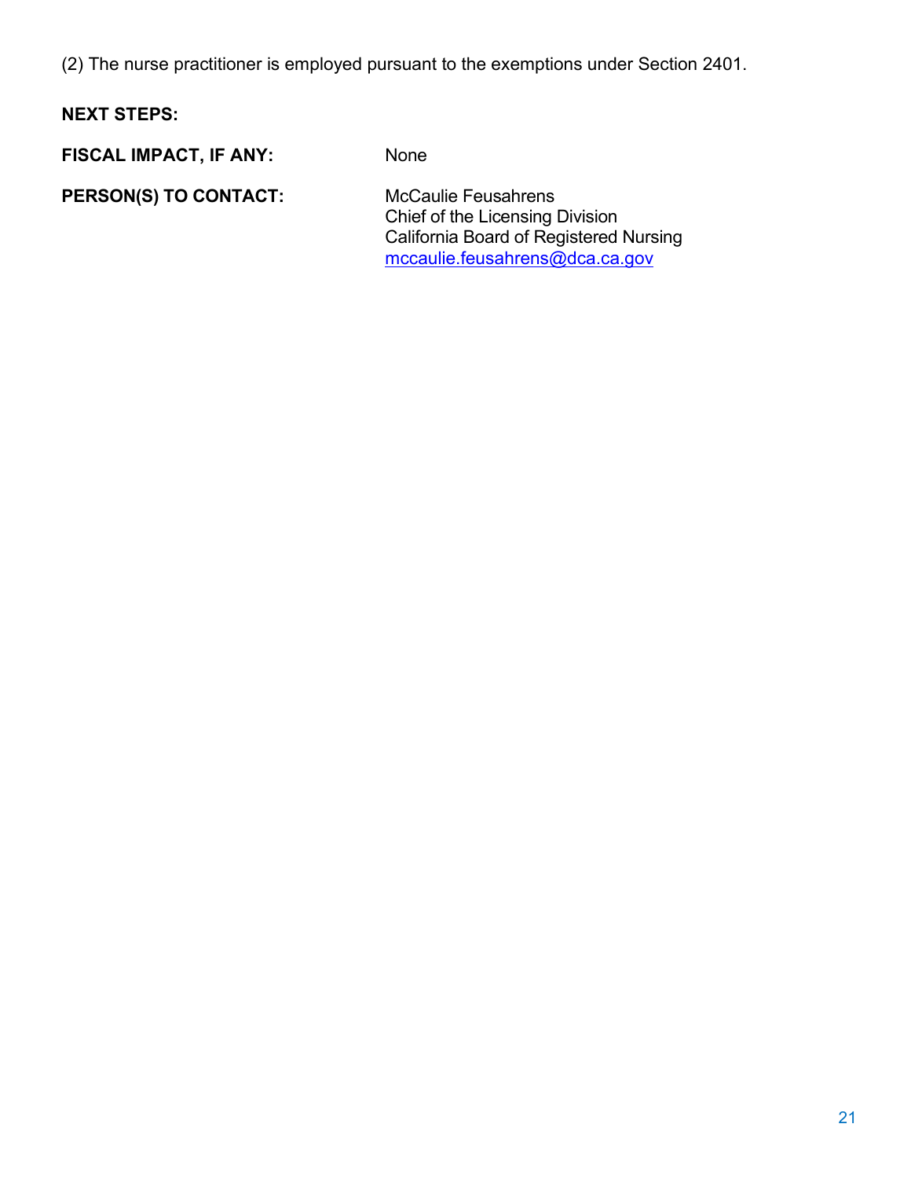(2) The nurse practitioner is employed pursuant to the exemptions under Section 2401.

**NEXT STEPS:**

**FISCAL IMPACT, IF ANY:** None

**PERSON(S) TO CONTACT:** McCaulie Feusahrens
Chief of the Licensing Division
California Board of Registered Nursing
mccaulie.feusahrens@dca.ca.gov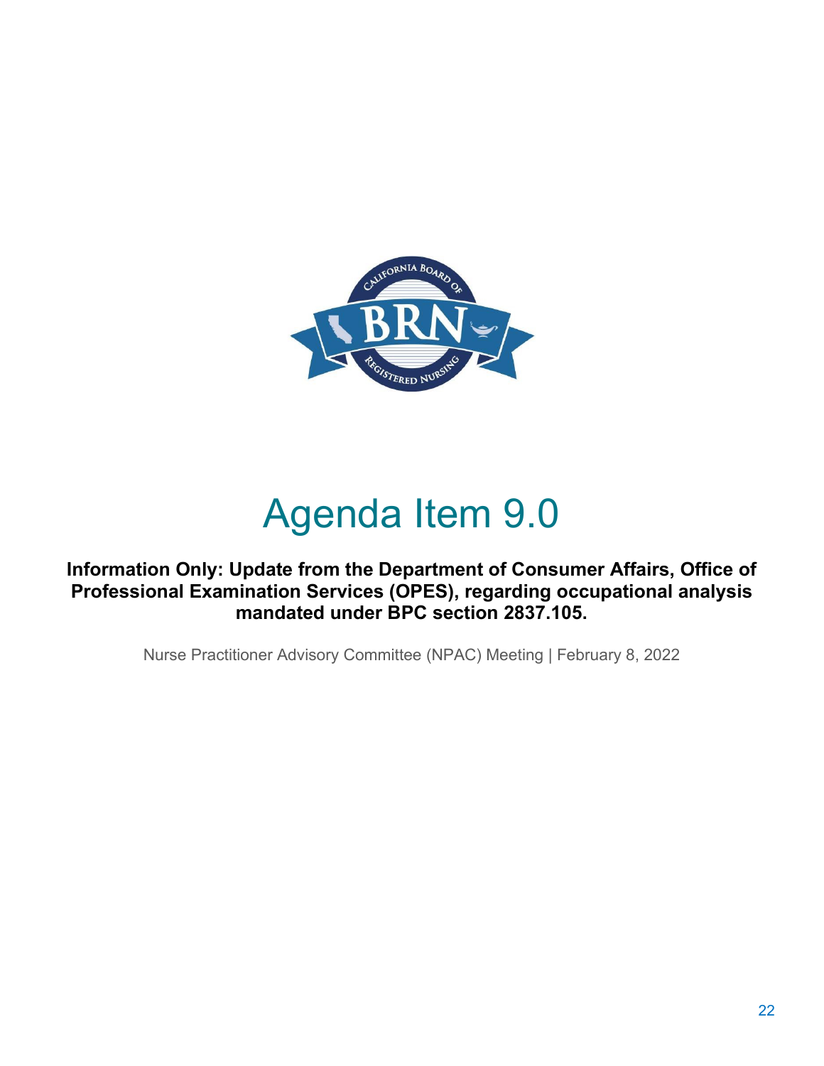# Agenda Item 9.0

**Information Only: Update from the Department of Consumer Affairs, Office of Professional Examination Services (OPES), regarding occupational analysis mandated under BPC section 2837.105.**

Nurse Practitioner Advisory Committee (NPAC) Meeting | February 8, 2022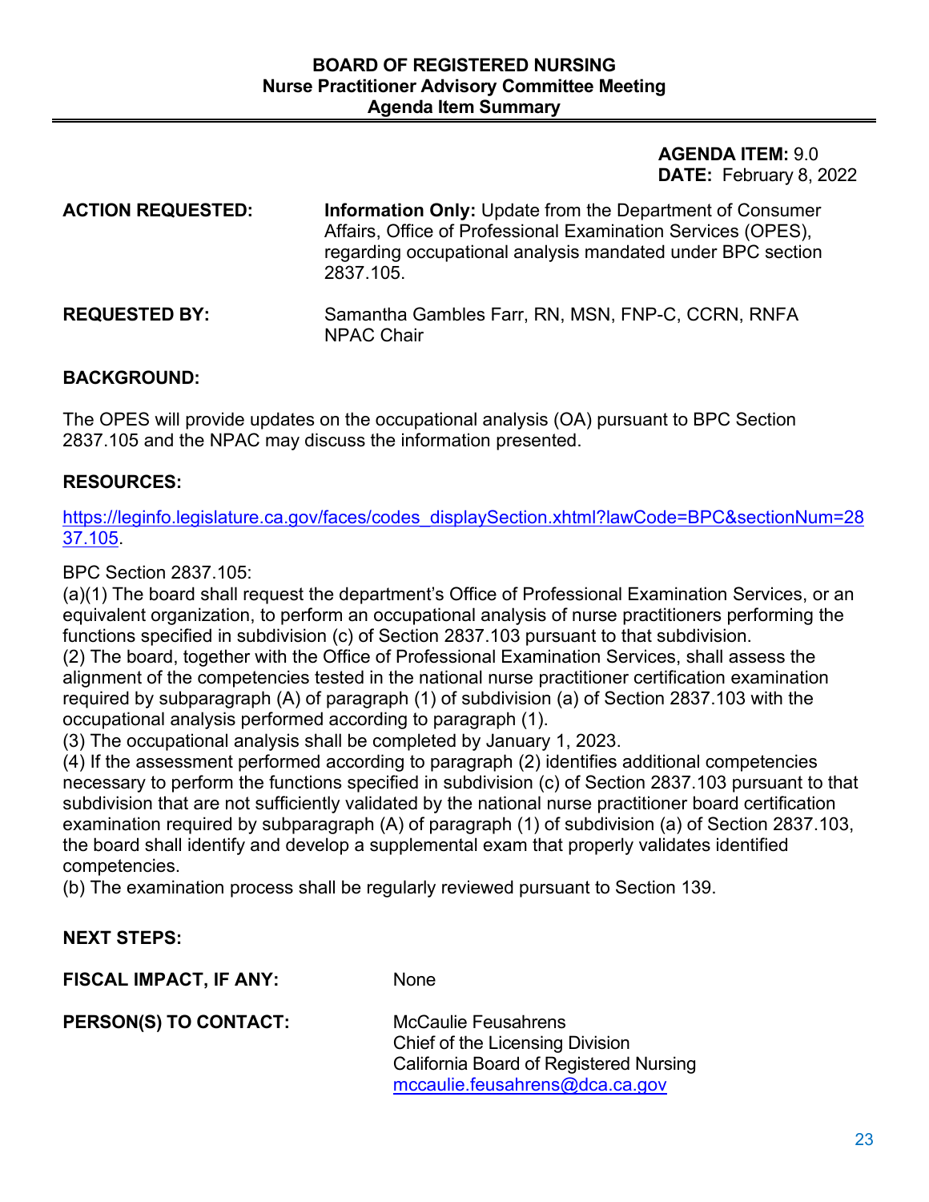**BOARD OF REGISTERED NURSING**
**Nurse Practitioner Advisory Committee Meeting**
**Agenda Item Summary**

**AGENDA ITEM:** 9.0
**DATE:** February 8, 2022

**ACTION REQUESTED:** **Information Only:** Update from the Department of Consumer Affairs, Office of Professional Examination Services (OPES), regarding occupational analysis mandated under BPC section 2837.105.

**REQUESTED BY:** Samantha Gambles Farr, RN, MSN, FNP-C, CCRN, RNFA
NPAC Chair

**BACKGROUND:**

The OPES will provide updates on the occupational analysis (OA) pursuant to BPC Section 2837.105 and the NPAC may discuss the information presented.

**RESOURCES:**

https://leginfo.legislature.ca.gov/faces/codes_displaySection.xhtml?lawCode=BPC&sectionNum=2837.105.

BPC Section 2837.105:
(a)(1) The board shall request the department's Office of Professional Examination Services, or an equivalent organization, to perform an occupational analysis of nurse practitioners performing the functions specified in subdivision (c) of Section 2837.103 pursuant to that subdivision.
(2) The board, together with the Office of Professional Examination Services, shall assess the alignment of the competencies tested in the national nurse practitioner certification examination required by subparagraph (A) of paragraph (1) of subdivision (a) of Section 2837.103 with the occupational analysis performed according to paragraph (1).
(3) The occupational analysis shall be completed by January 1, 2023.
(4) If the assessment performed according to paragraph (2) identifies additional competencies necessary to perform the functions specified in subdivision (c) of Section 2837.103 pursuant to that subdivision that are not sufficiently validated by the national nurse practitioner board certification examination required by subparagraph (A) of paragraph (1) of subdivision (a) of Section 2837.103, the board shall identify and develop a supplemental exam that properly validates identified competencies.
(b) The examination process shall be regularly reviewed pursuant to Section 139.

**NEXT STEPS:**

**FISCAL IMPACT, IF ANY:** None

**PERSON(S) TO CONTACT:** McCaulie Feusahrens
Chief of the Licensing Division
California Board of Registered Nursing
mccaulie.feusahrens@dca.ca.gov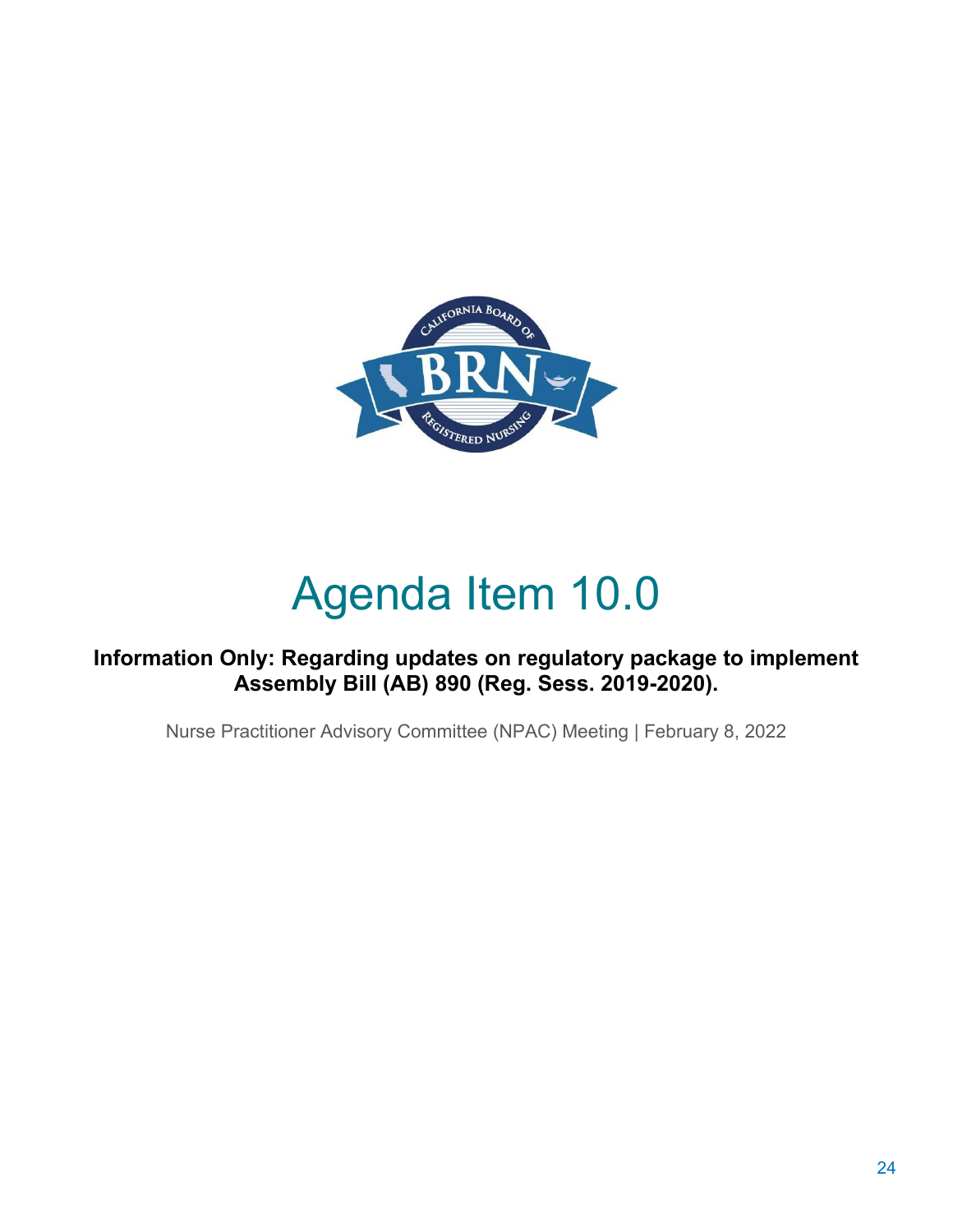# Agenda Item 10.0

**Information Only: Regarding updates on regulatory package to implement Assembly Bill (AB) 890 (Reg. Sess. 2019-2020).**

Nurse Practitioner Advisory Committee (NPAC) Meeting | February 8, 2022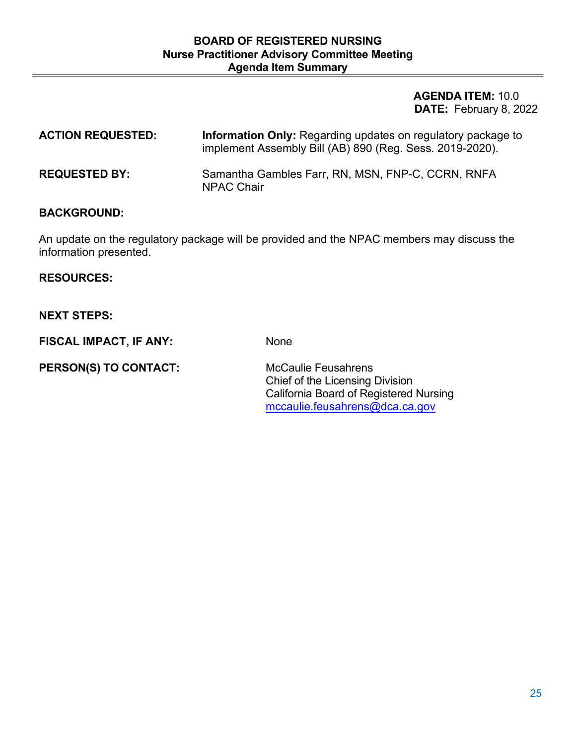**BOARD OF REGISTERED NURSING**
**Nurse Practitioner Advisory Committee Meeting**
**Agenda Item Summary**

**AGENDA ITEM:** 10.0
**DATE:** February 8, 2022

**ACTION REQUESTED:** **Information Only:** Regarding updates on regulatory package to implement Assembly Bill (AB) 890 (Reg. Sess. 2019-2020).

**REQUESTED BY:** Samantha Gambles Farr, RN, MSN, FNP-C, CCRN, RNFA
NPAC Chair

**BACKGROUND:**

An update on the regulatory package will be provided and the NPAC members may discuss the information presented.

**RESOURCES:**

**NEXT STEPS:**

**FISCAL IMPACT, IF ANY:** None

**PERSON(S) TO CONTACT:** McCaulie Feusahrens
Chief of the Licensing Division
California Board of Registered Nursing
mccaulie.feusahrens@dca.ca.gov